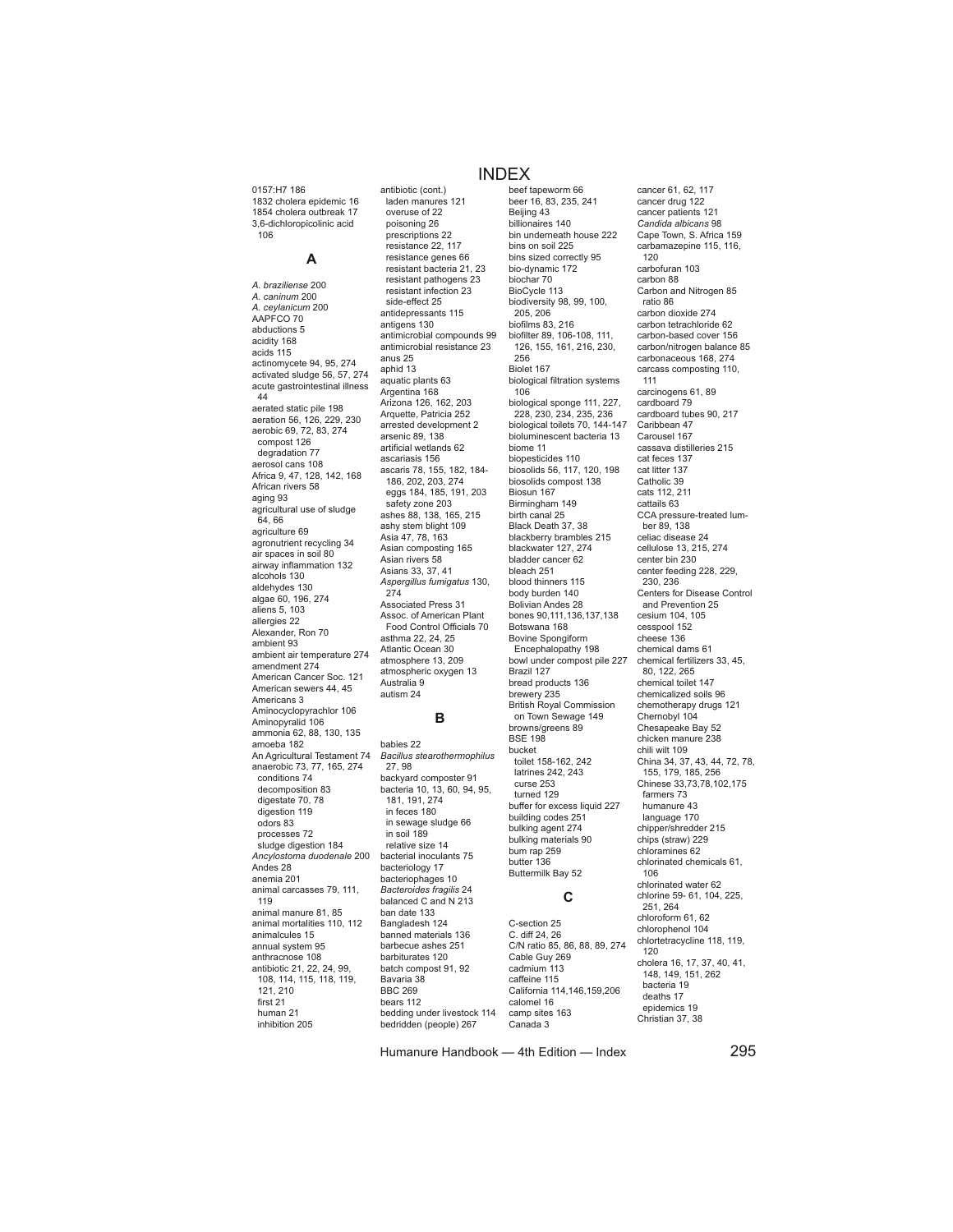# INDEX

0157:H7 186
1832 cholera epidemic 16
1854 cholera outbreak 17
3,6-dichloropicolinic acid 106

## A

*A. braziliense* 200
*A. caninum* 200
*A. ceylanicum* 200
AAPFCO 70
abductions 5
acidity 168
acids 115
actinomycete 94, 95, 274
activated sludge 56, 57, 274
acute gastrointestinal illness 44
aerated static pile 198
aeration 56, 126, 229, 230
aerobic 69, 72, 83, 274
  compost 126
  degradation 77
aerosol cans 108
Africa 9, 47, 128, 142, 168
African rivers 58
aging 93
agricultural use of sludge 64, 66
agriculture 69
agronutrient recycling 34
air spaces in soil 80
airway inflammation 132
alcohols 130
aldehydes 130
algae 60, 196, 274
aliens 5, 103
allergies 22
Alexander, Ron 70
ambient 93
ambient air temperature 274
amendment 274
American Cancer Soc. 121
American sewers 44, 45
Americans 3
Aminocyclopyrachlor 106
Aminopyralid 106
ammonia 62, 88, 130, 135
amoeba 182
An Agricultural Testament 74
anaerobic 73, 77, 165, 274
  conditions 74
  decomposition 83
  digestate 70, 78
  digestion 119
  odors 83
  processes 72
  sludge digestion 184
*Ancylostoma duodenale* 200
Andes 28
anemia 201
animal carcasses 79, 111, 119
animal manure 81, 85
animal mortalities 110, 112
animalcules 15
annual system 95
anthracnose 108
antibiotic 21, 22, 24, 99, 108, 114, 115, 118, 119, 121, 210
  first 21
  human 21
  inhibition 205
antibiotic (cont.)
  laden manures 121
  overuse of 22
  poisoning 26
  prescriptions 22
  resistance 22, 117
  resistance genes 66
  resistant bacteria 21, 23
  resistant pathogens 23
  resistant infection 23
  side-effect 25
antidepressants 115
antigens 130
antimicrobial compounds 99
antimicrobial resistance 23
anus 25
aphid 13
aquatic plants 63
Argentina 168
Arizona 126, 162, 203
Arquette, Patricia 252
arrested development 2
arsenic 89, 138
artificial wetlands 62
ascariasis 156
ascaris 78, 155, 182, 184-186, 202, 203, 274
  eggs 184, 185, 191, 203
  safety zone 203
ashes 88, 138, 165, 215
ashy stem blight 109
Asia 47, 78, 163
Asian composting 165
Asian rivers 58
Asians 33, 37, 41
*Aspergillus fumigatus* 130, 274
Associated Press 31
Assoc. of American Plant Food Control Officials 70
asthma 22, 24, 25
Atlantic Ocean 30
atmosphere 13, 209
atmospheric oxygen 13
Australia 9
autism 24

## B

babies 22
*Bacillus stearothermophilus* 27, 98
backyard composter 91
bacteria 10, 13, 60, 94, 95, 181, 191, 274
  in feces 180
  in sewage sludge 66
  in soil 189
  relative size 14
bacterial inoculants 75
bacteriology 17
bacteriophages 10
*Bacteroides fragilis* 24
balanced C and N 213
ban date 133
Bangladesh 124
banned materials 136
barbecue ashes 251
barbiturates 120
batch compost 91, 92
Bavaria 38
BBC 269
bears 112
bedding under livestock 114
bedridden (people) 267
beef tapeworm 66
beer 16, 83, 235, 241
Beijing 43
billionaires 140
bin underneath house 222
bins on soil 225
bins sized correctly 95
bio-dynamic 172
biochar 70
BioCycle 113
biodiversity 98, 99, 100, 205, 206
biofilms 83, 216
biofilter 89, 106-108, 111, 126, 155, 161, 216, 230, 256
Biolet 167
biological filtration systems 106
biological sponge 111, 227, 228, 230, 234, 235, 236
biological toilets 70, 144-147
bioluminescent bacteria 13
biome 11
biopesticides 110
biosolids 56, 117, 120, 198
biosolids compost 138
Biosun 167
Birmingham 149
birth canal 25
Black Death 37, 38
blackberry brambles 215
blackwater 127, 274
bladder cancer 62
bleach 251
blood thinners 115
body burden 140
Bolivian Andes 28
bones 90,111,136,137,138
Botswana 168
Bovine Spongiform Encephalopathy 198
bowl under compost pile 227
Brazil 127
bread products 136
brewery 235
British Royal Commission on Town Sewage 149
browns/greens 89
BSE 198
bucket
  toilet 158-162, 242
  latrines 242, 243
  curse 253
  turned 129
buffer for excess liquid 227
building codes 251
bulking agent 274
bulking materials 90
bum rap 259
butter 136
Buttermilk Bay 52

## C

C-section 25
C. diff 24, 26
C/N ratio 85, 86, 88, 89, 274
Cable Guy 269
cadmium 113
caffeine 115
California 114,146,159,206
calomel 16
camp sites 163
Canada 3
cancer 61, 62, 117
cancer drug 122
cancer patients 121
*Candida albicans* 98
Cape Town, S. Africa 159
carbamazepine 115, 116, 120
carbofuran 103
carbon 88
Carbon and Nitrogen 85 ratio 86
carbon dioxide 274
carbon tetrachloride 62
carbon-based cover 156
carbon/nitrogen balance 85
carbonaceous 168, 274
carcass composting 110, 111
carcinogens 61, 89
cardboard 79
cardboard tubes 90, 217
Caribbean 47
Carousel 167
cassava distilleries 215
cat feces 137
cat litter 137
Catholic 39
cats 112, 211
cattails 63
CCA pressure-treated lumber 89, 138
celiac disease 24
cellulose 13, 215, 274
center bin 230
center feeding 228, 229, 230, 236
Centers for Disease Control and Prevention 25
cesium 104, 105
cesspool 152
cheese 136
chemical dams 61
chemical fertilizers 33, 45, 80, 122, 265
chemical toilet 147
chemicalized soils 96
chemotherapy drugs 121
Chernobyl 104
Chesapeake Bay 52
chicken manure 238
chili wilt 109
China 34, 37, 43, 44, 72, 78, 155, 179, 185, 256
Chinese 33,73,78,102,175
  farmers 73
  humanure 43
  language 170
chipper/shredder 215
chips (straw) 229
chloramines 62
chlorinated chemicals 61, 106
chlorinated water 62
chlorine 59- 61, 104, 225, 251, 264
chloroform 61, 62
chlorophenol 104
chlortetracycline 118, 119, 120
cholera 16, 17, 37, 40, 41, 148, 149, 151, 262
  bacteria 19
  deaths 17
  epidemics 19
Christian 37, 38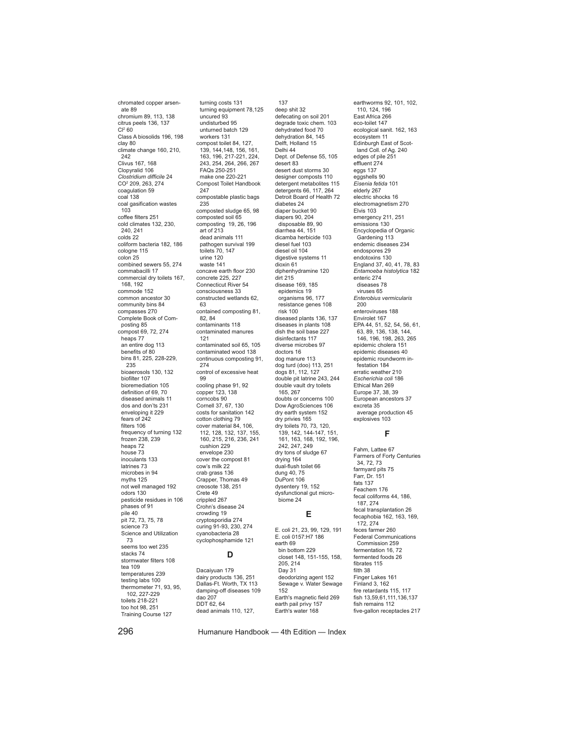chromated copper arsenate 89
chromium 89, 113, 138
citrus peels 136, 137
$Cl^2$ 60
Class A biosolids 196, 198
clay 80
climate change 160, 210, 242
Clivus 167, 168
Clopyralid 106
*Clostridium difficile* 24
$CO^2$ 209, 263, 274
coagulation 59
coal 138
coal gasification wastes 103
coffee filters 251
cold climates 132, 230, 240, 241
colds 22
coliform bacteria 182, 186
cologne 115
colon 25
combined sewers 55, 274
commabacilli 17
commercial dry toilets 167, 168, 192
commode 152
common ancestor 30
community bins 84
compasses 270
Complete Book of Composting 85
compost 69, 72, 274
- heaps 77
- an entire dog 113
- benefits of 80
- bins 81, 225, 228-229, 235
- bioaerosols 130, 132
- biofilter 107
- bioremediation 105
- definition of 69, 70
- diseased animals 11
- dos and don'ts 231
- enveloping it 229
- fears of 242
- filters 106
- frequency of turning 132
- frozen 238, 239
- heaps 72
- house 73
- inoculants 133
- latrines 73
- microbes in 94
- myths 125
- not well managed 192
- odors 130
- pesticide residues in 106
- phases of 91
- pile 40
- pit 72, 73, 75, 78
- science 73
- Science and Utilization 73
- seems too wet 235
- stacks 74
- stormwater filters 108
- tea 109
- temperatures 239
- testing labs 100
- thermometer 71, 93, 95, 102, 227-229
- toilets 218-221
- too hot 98, 251
- Training Course 127
- turning costs 131
- turning equipment 78,125
- uncured 93
- undisturbed 95
- unturned batch 129
- workers 131

compost toilet 84, 127, 139, 144,148, 156, 161, 163, 196, 217-221, 224, 243, 254, 264, 266, 267
- FAQs 250-251
- make one 220-221

Compost Toilet Handbook 247
compostable plastic bags 235
composted sludge 65, 98
composted soil 65
composting 19, 26, 196
- art of 213
- dead animals 111
- pathogen survival 199
- toilets 70, 147
- urine 120
- waste 141

concave earth floor 230
concrete 225, 227
Connecticut River 54
consciousness 33
constructed wetlands 62, 63
contained composting 81, 82, 84
contaminants 118
contaminated manures 121
contaminated soil 65, 105
contaminated wood 138
continuous composting 91, 274
control of excessive heat 99
cooling phase 91, 92
copper 123, 138
corncobs 90
Cornell 37, 67, 130
costs for sanitation 142
cotton clothing 79
cover material 84, 106, 112, 128, 132, 137, 155, 160, 215, 216, 236, 241
- cushion 229
- envelope 230

cover the compost 81
cow's milk 22
crab grass 136
Crapper, Thomas 49
creosote 138, 251
Crete 49
crippled 267
Crohn's disease 24
crowding 19
cryptosporidia 274
curing 91-93, 230, 274
cyanobacteria 28
cyclophosphamide 121

### D

Dacaiyuan 179
dairy products 136, 251
Dallas-Ft. Worth, TX 113
damping-off diseases 109
dao 207
DDT 62, 64
dead animals 110, 127, 137
deep shit 32
defecating on soil 201
degrade toxic chem. 103
dehydrated food 70
dehydration 84, 145
Delft, Holland 15
Delhi 44
Dept. of Defense 55, 105
desert 83
desert dust storms 30
designer composts 110
detergent metabolites 115
detergents 66, 117, 264
Detroit Board of Health 72
diabetes 24
diaper bucket 90
diapers 90, 204
- disposable 89, 90

diarrhea 44, 151
dicamba herbicide 103
diesel fuel 103
diesel oil 104
digestive systems 11
dioxin 61
diphenhydramine 120
dirt 215
disease 169, 185
- epidemics 19
- organisms 96, 177
- resistance genes 108
- risk 100

diseased plants 136, 137
diseases in plants 108
dish the soil base 227
disinfectants 117
diverse microbes 97
doctors 16
dog manure 113
dog turd (doo) 113, 251
dogs 81, 112, 127
double pit latrine 243, 244
double vault dry toilets 165, 267
doubts or concerns 100
Dow AgroSciences 106
dry earth system 152
dry privies 165
dry toilets 70, 73, 120, 139, 142, 144-147, 151, 161, 163, 168, 192, 196, 242, 247, 249
dry tons of sludge 67
drying 164
dual-flush toilet 66
dung 40, 75
DuPont 106
dysentery 19, 152
dysfunctional gut microbiome 24

### E

E. coli 21, 23, 99, 129, 191
E. coli 0157:H7 186
earth 69
- bin bottom 229
- closet 148, 151-155, 158, 205, 214
- Day 31
- deodorizing agent 152
- Sewage v. Water Sewage 152

Earth's magnetic field 269
earth pail privy 157
Earth's water 168
earthworms 92, 101, 102, 110, 124, 196
East Africa 266
eco-toilet 147
ecological sanit. 162, 163
ecosystem 11
Edinburgh East of Scotland Coll. of Ag. 240
edges of pile 251
effluent 274
eggs 137
eggshells 90
*Eisenia fetida* 101
elderly 267
electric shocks 16
electromagnetism 270
Elvis 103
emergency 211, 251
emissions 130
Encyclopedia of Organic Gardening 113
endemic diseases 234
endospores 29
endotoxins 130
England 37, 40, 41, 78, 83
*Entamoeba histolytica* 182
enteric 274
- diseases 78
- viruses 65

*Enterobius vermicularis* 200
enteroviruses 188
Envirolet 167
EPA 44, 51, 52, 54, 56, 61, 63, 89, 136, 138, 144, 146, 196, 198, 263, 265
epidemic cholera 151
epidemic diseases 40
epidemic roundworm infestation 184
erratic weather 210
*Escherichia coli* 186
Ethical Man 269
Europe 37, 38, 39
European ancestors 37
excreta 35
- average production 45

explosives 103

### F

Fahm, Lattee 67
Farmers of Forty Centuries 34, 72, 73
farmyard pits 75
Farr, Dr. 151
fats 137
Feachem 176
fecal coliforms 44, 186, 187, 274
fecal transplantation 26
fecaphobia 162, 163, 169, 172, 274
feces farmer 260
Federal Communications Commission 259
fermentation 16, 72
fermented foods 26
fibrates 115
filth 38
Finger Lakes 161
Finland 3, 162
fire retardants 115, 117
fish 13,59,61,111,136,137
fish remains 112
five-gallon receptacles 217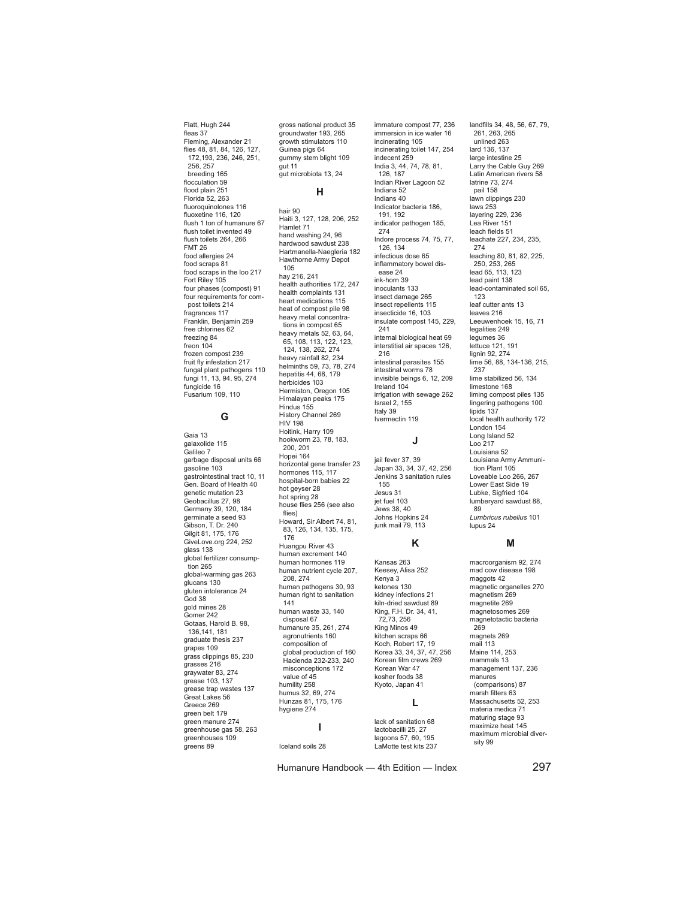Flatt, Hugh 244
fleas 37
Fleming, Alexander 21
flies 48, 81, 84, 126, 127, 172,193, 236, 246, 251, 256, 257
  breeding 165
flocculation 59
flood plain 251
Florida 52, 263
fluoroquinolones 116
fluoxetine 116, 120
flush 1 ton of humanure 67
flush toilet invented 49
flush toilets 264, 266
FMT 26
food allergies 24
food scraps 81
food scraps in the loo 217
Fort Riley 105
four phases (compost) 91
four requirements for compost toilets 214
fragrances 117
Franklin, Benjamin 259
free chlorines 62
freezing 84
freon 104
frozen compost 239
fruit fly infestation 217
fungal plant pathogens 110
fungi 11, 13, 94, 95, 274
fungicide 16
Fusarium 109, 110

## G

Gaia 13
galaxolide 115
Galileo 7
garbage disposal units 66
gasoline 103
gastrointestinal tract 10, 11
Gen. Board of Health 40
genetic mutation 23
Geobacillus 27, 98
Germany 39, 120, 184
germinate a seed 93
Gibson, T. Dr. 240
Gilgit 81, 175, 176
GiveLove.org 224, 252
glass 138
global fertilizer consumption 265
global-warming gas 263
glucans 130
gluten intolerance 24
God 38
gold mines 28
Gomer 242
Gotaas, Harold B. 98, 136,141, 181
graduate thesis 237
grapes 109
grass clippings 85, 230
grasses 216
graywater 83, 274
grease 103, 137
grease trap wastes 137
Great Lakes 56
Greece 269
green belt 179
green manure 274
greenhouse gas 58, 263
greenhouses 109
greens 89
gross national product 35
groundwater 193, 265
growth stimulators 110
Guinea pigs 64
gummy stem blight 109
gut 11
gut microbiota 13, 24

## H

hair 90
Haiti 3, 127, 128, 206, 252
Hamlet 71
hand washing 24, 96
hardwood sawdust 238
Hartmanella-Naegleria 182
Hawthorne Army Depot 105
hay 216, 241
health authorities 172, 247
health complaints 131
heart medications 115
heat of compost pile 98
heavy metal concentrations in compost 65
heavy metals 52, 63, 64, 65, 108, 113, 122, 123, 124, 138, 262, 274
heavy rainfall 82, 234
helminths 59, 73, 78, 274
hepatitis 44, 68, 179
herbicides 103
Hermiston, Oregon 105
Himalayan peaks 175
Hindus 155
History Channel 269
HIV 198
Hoitink, Harry 109
hookworm 23, 78, 183, 200, 201
Hopei 164
horizontal gene transfer 23
hormones 115, 117
hospital-born babies 22
hot geyser 28
hot spring 28
house flies 256 (see also flies)
Howard, Sir Albert 74, 81, 83, 126, 134, 135, 175, 176
Huangpu River 43
human excrement 140
human hormones 119
human nutrient cycle 207, 208, 274
human pathogens 30, 93
human right to sanitation 141
human waste 33, 140
  disposal 67
humanure 35, 261, 274
  agronutrients 160
  composition of
  global production of 160
  Hacienda 232-233, 240
  misconceptions 172
  value of 45
humility 258
humus 32, 69, 274
Hunzas 81, 175, 176
hygiene 274

## I

Iceland soils 28
immature compost 77, 236
immersion in ice water 16
incinerating 105
incinerating toilet 147, 254
indecent 259
India 3, 44, 74, 78, 81, 126, 187
Indian River Lagoon 52
Indiana 52
Indians 40
Indicator bacteria 186, 191, 192
indicator pathogen 185, 274
Indore process 74, 75, 77, 126, 134
infectious dose 65
inflammatory bowel disease 24
ink-horn 39
inoculants 133
insect damage 265
insect repellents 115
insecticide 16, 103
insulate compost 145, 229, 241
internal biological heat 69
interstitial air spaces 126, 216
intestinal parasites 155
intestinal worms 78
invisible beings 6, 12, 209
Ireland 104
irrigation with sewage 262
Israel 2, 155
Italy 39
Ivermectin 119

## J

jail fever 37, 39
Japan 33, 34, 37, 42, 256
Jenkins 3 sanitation rules 155
Jesus 31
jet fuel 103
Jews 38, 40
Johns Hopkins 24
junk mail 79, 113

## K

Kansas 263
Keesey, Alisa 252
Kenya 3
ketones 130
kidney infections 21
kiln-dried sawdust 89
King, F.H. Dr. 34, 41, 72,73, 256
King Minos 49
kitchen scraps 66
Koch, Robert 17, 19
Korea 33, 34, 37, 47, 256
Korean film crews 269
Korean War 47
kosher foods 38
Kyoto, Japan 41

## L

lack of sanitation 68
lactobacilli 25, 27
lagoons 57, 60, 195
LaMotte test kits 237
landfills 34, 48, 56, 67, 79, 261, 263, 265
  unlined 263
lard 136, 137
large intestine 25
Larry the Cable Guy 269
Latin American rivers 58
latrine 73, 274
  pail 158
lawn clippings 230
laws 253
layering 229, 236
Lea River 151
leach fields 51
leachate 227, 234, 235, 274
leaching 80, 81, 82, 225, 250, 253, 265
lead 65, 113, 123
lead paint 138
lead-contaminated soil 65, 123
leaf cutter ants 13
leaves 216
Leeuwenhoek 15, 16, 71
legalities 249
legumes 36
lettuce 121, 191
lignin 92, 274
lime 56, 88, 134-136, 215, 237
lime stabilized 56, 134
limestone 168
liming compost piles 135
lingering pathogens 100
lipids 137
local health authority 172
London 154
Long Island 52
Loo 217
Louisiana 52
Louisiana Army Ammunition Plant 105
Loveable Loo 266, 267
Lower East Side 19
Lubke, Sigfried 104
lumberyard sawdust 88, 89
*Lumbricus rubellus* 101
lupus 24

## M

macroorganism 92, 274
mad cow disease 198
maggots 42
magnetic organelles 270
magnetism 269
magnetite 269
magnetosomes 269
magnetotactic bacteria 269
magnets 269
mail 113
Maine 114, 253
mammals 13
management 137, 236
manures
  (comparisons) 87
marsh filters 63
Massachusetts 52, 253
materia medica 71
maturing stage 93
maximize heat 145
maximum microbial diversity 99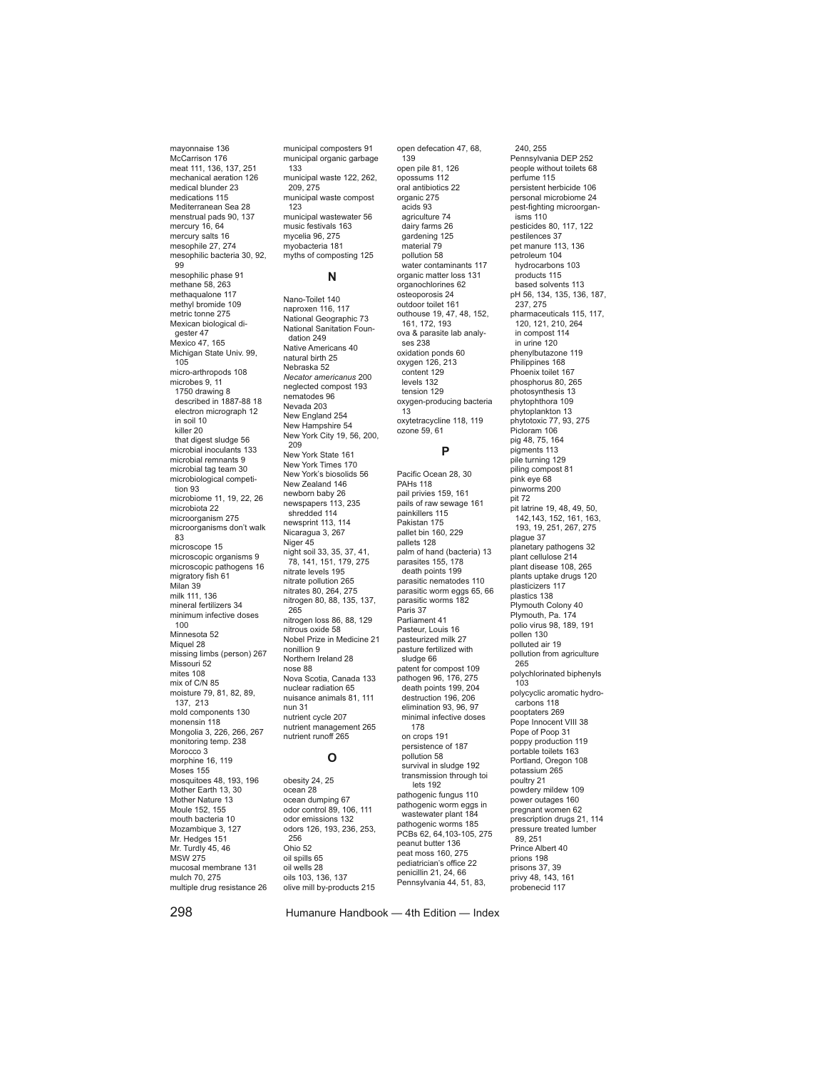mayonnaise 136
McCarrison 176
meat 111, 136, 137, 251
mechanical aeration 126
medical blunder 23
medications 115
Mediterranean Sea 28
menstrual pads 90, 137
mercury 16, 64
mercury salts 16
mesophile 27, 274
mesophilic bacteria 30, 92, 99
mesophilic phase 91
methane 58, 263
methaqualone 117
methyl bromide 109
metric tonne 275
Mexican biological digester 47
Mexico 47, 165
Michigan State Univ. 99, 105
micro-arthropods 108
microbes 9, 11
- 1750 drawing 8
- described in 1887-88 18
- electron micrograph 12
- in soil 10
- killer 20
- that digest sludge 56

microbial inoculants 133
microbial remnants 9
microbial tag team 30
microbiological competition 93
microbiome 11, 19, 22, 26
microbiota 22
microorganism 275
microorganisms don't walk 83
microscope 15
microscopic organisms 9
microscopic pathogens 16
migratory fish 61
Milan 39
milk 111, 136
mineral fertilizers 34
minimum infective doses 100
Minnesota 52
Miquel 28
missing limbs (person) 267
Missouri 52
mites 108
mix of C/N 85
moisture 79, 81, 82, 89, 137, 213
mold components 130
monensin 118
Mongolia 3, 226, 266, 267
monitoring temp. 238
Morocco 3
morphine 16, 119
Moses 155
mosquitoes 48, 193, 196
Mother Earth 13, 30
Mother Nature 13
Moule 152, 155
mouth bacteria 10
Mozambique 3, 127
Mr. Hedges 151
Mr. Turdly 45, 46
MSW 275
mucosal membrane 131
mulch 70, 275
multiple drug resistance 26
municipal composters 91
municipal organic garbage 133
municipal waste 122, 262, 209, 275
municipal waste compost 123
municipal wastewater 56
music festivals 163
mycelia 96, 275
myobacteria 181
myths of composting 125

## N

Nano-Toilet 140
naproxen 116, 117
National Geographic 73
National Sanitation Foundation 249
Native Americans 40
natural birth 25
Nebraska 52
*Necator americanus* 200
neglected compost 193
nematodes 96
Nevada 203
New England 254
New Hampshire 54
New York City 19, 56, 200, 209
New York State 161
New York Times 170
New York's biosolids 56
New Zealand 146
newborn baby 26
newspapers 113, 235
- shredded 114

newsprint 113, 114
Nicaragua 3, 267
Niger 45
night soil 33, 35, 37, 41, 78, 141, 151, 179, 275
nitrate levels 195
nitrate pollution 265
nitrates 80, 264, 275
nitrogen 80, 88, 135, 137, 265
nitrogen loss 86, 88, 129
nitrous oxide 58
Nobel Prize in Medicine 21
nonillion 9
Northern Ireland 28
nose 88
Nova Scotia, Canada 133
nuclear radiation 65
nuisance animals 81, 111
nun 31
nutrient cycle 207
nutrient management 265
nutrient runoff 265

## O

obesity 24, 25
ocean 28
ocean dumping 67
odor control 89, 106, 111
odor emissions 132
odors 126, 193, 236, 253, 256
Ohio 52
oil spills 65
oil wells 28
oils 103, 136, 137
olive mill by-products 215
open defecation 47, 68, 139
open pile 81, 126
opossums 112
oral antibiotics 22
organic 275
- acids 93
- agriculture 74
- dairy farms 26
- gardening 125
- material 79
- pollution 58
- water contaminants 117

organic matter loss 131
organochlorines 62
osteoporosis 24
outdoor toilet 161
outhouse 19, 47, 48, 152, 161, 172, 193
ova & parasite lab analyses 238
oxidation ponds 60
oxygen 126, 213
- content 129
- levels 132
- tension 129

oxygen-producing bacteria 13
oxytetracycline 118, 119
ozone 59, 61

## P

Pacific Ocean 28, 30
PAHs 118
pail privies 159, 161
pails of raw sewage 161
painkillers 115
Pakistan 175
pallet bin 160, 229
pallets 128
palm of hand (bacteria) 13
parasites 155, 178
- death points 199

parasitic nematodes 110
parasitic worm eggs 65, 66
parasitic worms 182
Paris 37
Parliament 41
Pasteur, Louis 16
pasteurized milk 27
pasture fertilized with sludge 66
patent for compost 109
pathogen 96, 176, 275
- death points 199, 204
- destruction 196, 206
- elimination 93, 96, 97
- minimal infective doses 178
- on crops 191
- persistence of 187
- pollution 58
- survival in sludge 192
- transmission through toilets 192

pathogenic fungus 110
pathogenic worm eggs in wastewater plant 184
pathogenic worms 185
PCBs 62, 64,103-105, 275
peanut butter 136
peat moss 160, 275
pediatrician's office 22
penicillin 21, 24, 66
Pennsylvania 44, 51, 83, 240, 255
Pennsylvania DEP 252
people without toilets 68
perfume 115
persistent herbicide 106
personal microbiome 24
pest-fighting microorganisms 110
pesticides 80, 117, 122
pestilences 37
pet manure 113, 136
petroleum 104
- hydrocarbons 103
- products 115
- based solvents 113

pH 56, 134, 135, 136, 187, 237, 275
pharmaceuticals 115, 117, 120, 121, 210, 264
- in compost 114
- in urine 120

phenylbutazone 119
Philippines 168
Phoenix toilet 167
phosphorus 80, 265
photosynthesis 13
phytophthora 109
phytoplankton 13
phytotoxic 77, 93, 275
Picloram 106
pig 48, 75, 164
pigments 113
pile turning 129
piling compost 81
pink eye 68
pinworms 200
pit 72
pit latrine 19, 48, 49, 50, 142,143, 152, 161, 163, 193, 19, 251, 267, 275
plague 37
planetary pathogens 32
plant cellulose 214
plant disease 108, 265
plants uptake drugs 120
plasticizers 117
plastics 138
Plymouth Colony 40
Plymouth, Pa. 174
polio virus 98, 189, 191
pollen 130
polluted air 19
pollution from agriculture 265
polychlorinated biphenyls 103
polycyclic aromatic hydrocarbons 118
pooptaters 269
Pope Innocent VIII 38
Pope of Poop 31
poppy production 119
portable toilets 163
Portland, Oregon 108
potassium 265
poultry 21
powdery mildew 109
power outages 160
pregnant women 62
prescription drugs 21, 114
pressure treated lumber 89, 251
Prince Albert 40
prions 198
prisons 37, 39
privy 48, 143, 161
probenecid 117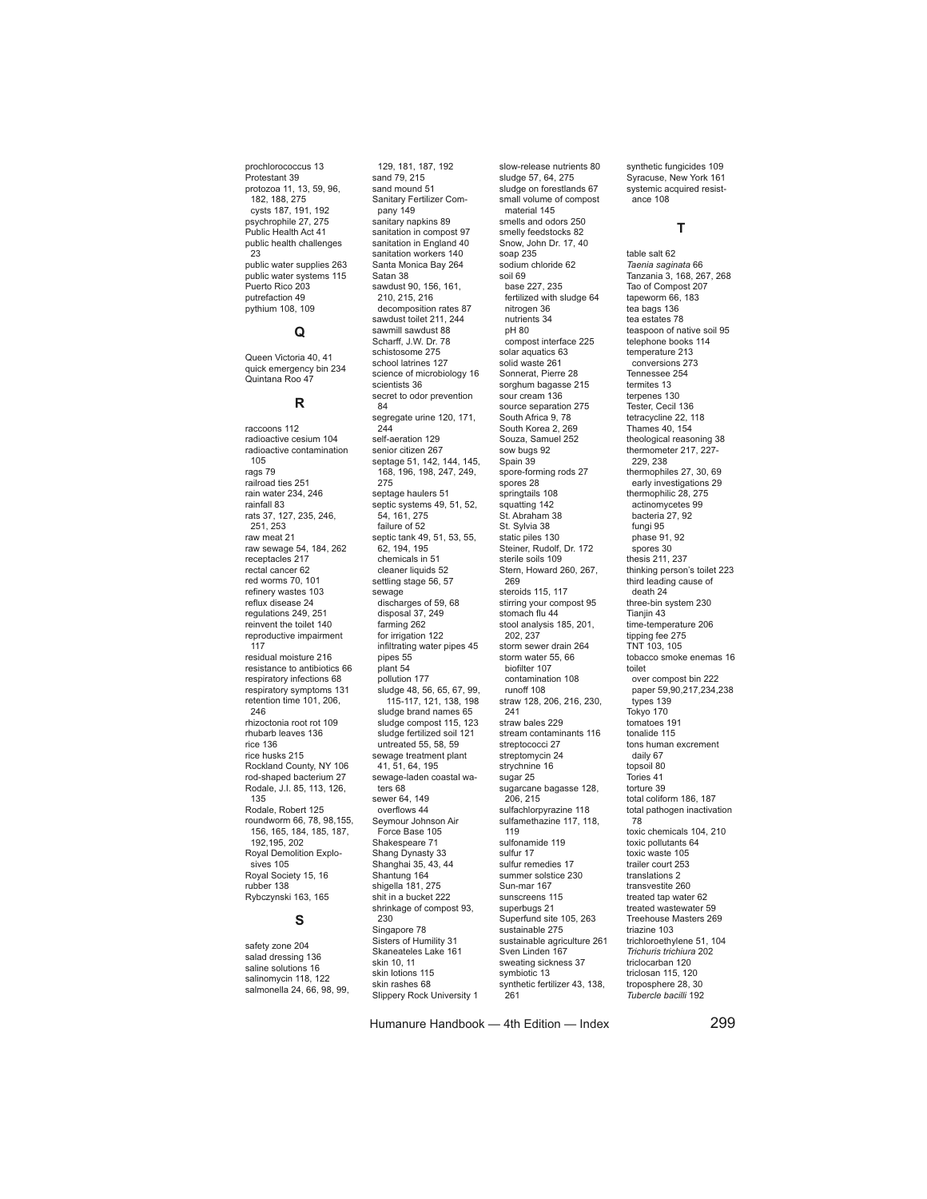prochlorococcus 13
Protestant 39
protozoa 11, 13, 59, 96, 182, 188, 275
  cysts 187, 191, 192
psychrophile 27, 275
Public Health Act 41
public health challenges 23
public water supplies 263
public water systems 115
Puerto Rico 203
putrefaction 49
pythium 108, 109

### Q

Queen Victoria 40, 41
quick emergency bin 234
Quintana Roo 47

### R

raccoons 112
radioactive cesium 104
radioactive contamination 105
rags 79
railroad ties 251
rain water 234, 246
rainfall 83
rats 37, 127, 235, 246, 251, 253
raw meat 21
raw sewage 54, 184, 262
receptacles 217
rectal cancer 62
red worms 70, 101
refinery wastes 103
reflux disease 24
regulations 249, 251
reinvent the toilet 140
reproductive impairment 117
residual moisture 216
resistance to antibiotics 66
respiratory infections 68
respiratory symptoms 131
retention time 101, 206, 246
rhizoctonia root rot 109
rhubarb leaves 136
rice 136
rice husks 215
Rockland County, NY 106
rod-shaped bacterium 27
Rodale, J.I. 85, 113, 126, 135
Rodale, Robert 125
roundworm 66, 78, 98,155, 156, 165, 184, 185, 187, 192,195, 202
Royal Demolition Explosives 105
Royal Society 15, 16
rubber 138
Rybczynski 163, 165

### S

safety zone 204
salad dressing 136
saline solutions 16
salinomycin 118, 122
salmonella 24, 66, 98, 99, 129, 181, 187, 192
sand 79, 215
sand mound 51
Sanitary Fertilizer Company 149
sanitary napkins 89
sanitation in compost 97
sanitation in England 40
sanitation workers 140
Santa Monica Bay 264
Satan 38
sawdust 90, 156, 161, 210, 215, 216
  decomposition rates 87
sawdust toilet 211, 244
sawmill sawdust 88
Scharff, J.W. Dr. 78
schistosome 275
school latrines 127
science of microbiology 16
scientists 36
secret to odor prevention 84
segregate urine 120, 171, 244
self-aeration 129
senior citizen 267
septage 51, 142, 144, 145, 168, 196, 198, 247, 249, 275
septage haulers 51
septic systems 49, 51, 52, 54, 161, 275
  failure of 52
septic tank 49, 51, 53, 55, 62, 194, 195
  chemicals in 51
  cleaner liquids 52
settling stage 56, 57
sewage
  discharges of 59, 68
  disposal 37, 249
  farming 262
  for irrigation 122
  infiltrating water pipes 45
  pipes 55
  plant 54
  pollution 177
  sludge 48, 56, 65, 67, 99, 115-117, 121, 138, 198
  sludge brand names 65
  sludge compost 115, 123
  sludge fertilized soil 121
  untreated 55, 58, 59
sewage treatment plant 41, 51, 64, 195
sewage-laden coastal waters 68
sewer 64, 149
  overflows 44
Seymour Johnson Air Force Base 105
Shakespeare 71
Shang Dynasty 33
Shanghai 35, 43, 44
Shantung 164
shigella 181, 275
shit in a bucket 222
shrinkage of compost 93, 230
Singapore 78
Sisters of Humility 31
Skaneateles Lake 161
skin 10, 11
skin lotions 115
skin rashes 68
Slippery Rock University 1
slow-release nutrients 80
sludge 57, 64, 275
sludge on forestlands 67
small volume of compost material 145
smells and odors 250
smelly feedstocks 82
Snow, John Dr. 17, 40
soap 235
sodium chloride 62
soil 69
  base 227, 235
  fertilized with sludge 64
  nitrogen 36
  nutrients 34
  pH 80
  compost interface 225
solar aquatics 63
solid waste 261
Sonnerat, Pierre 28
sorghum bagasse 215
sour cream 136
source separation 275
South Africa 9, 78
South Korea 2, 269
Souza, Samuel 252
sow bugs 92
Spain 39
spore-forming rods 27
spores 28
springtails 108
squatting 142
St. Abraham 38
St. Sylvia 38
static piles 130
Steiner, Rudolf, Dr. 172
sterile soils 109
Stern, Howard 260, 267, 269
steroids 115, 117
stirring your compost 95
stomach flu 44
stool analysis 185, 201, 202, 237
storm sewer drain 264
storm water 55, 66
  biofilter 107
  contamination 108
  runoff 108
straw 128, 206, 216, 230, 241
straw bales 229
stream contaminants 116
streptococci 27
streptomycin 24
strychnine 16
sugar 25
sugarcane bagasse 128, 206, 215
sulfachlorpyrazine 118
sulfamethazine 117, 118, 119
sulfonamide 119
sulfur 17
sulfur remedies 17
summer solstice 230
Sun-mar 167
sunscreens 115
superbugs 21
Superfund site 105, 263
sustainable 275
sustainable agriculture 261
Sven Linden 167
sweating sickness 37
symbiotic 13
synthetic fertilizer 43, 138, 261
synthetic fungicides 109
Syracuse, New York 161
systemic acquired resistance 108

### T

table salt 62
*Taenia saginata* 66
Tanzania 3, 168, 267, 268
Tao of Compost 207
tapeworm 66, 183
tea bags 136
tea estates 78
teaspoon of native soil 95
telephone books 114
temperature 213
  conversions 273
Tennessee 254
termites 13
terpenes 130
Tester, Cecil 136
tetracycline 22, 118
Thames 40, 154
theological reasoning 38
thermometer 217, 227-229, 238
thermophiles 27, 30, 69
  early investigations 29
thermophilic 28, 275
  actinomycetes 99
  bacteria 27, 92
  fungi 95
  phase 91, 92
  spores 30
thesis 211, 237
thinking person's toilet 223
third leading cause of death 24
three-bin system 230
Tianjin 43
time-temperature 206
tipping fee 275
TNT 103, 105
tobacco smoke enemas 16
toilet
  over compost bin 222
  paper 59,90,217,234,238
  types 139
Tokyo 170
tomatoes 191
tonalide 115
tons human excrement daily 67
topsoil 80
Tories 41
torture 39
total coliform 186, 187
total pathogen inactivation 78
toxic chemicals 104, 210
toxic pollutants 64
toxic waste 105
trailer court 253
translations 2
transvestite 260
treated tap water 62
treated wastewater 59
Treehouse Masters 269
triazine 103
trichloroethylene 51, 104
*Trichuris trichiura* 202
triclocarban 120
triclosan 115, 120
troposphere 28, 30
*Tubercle bacilli* 192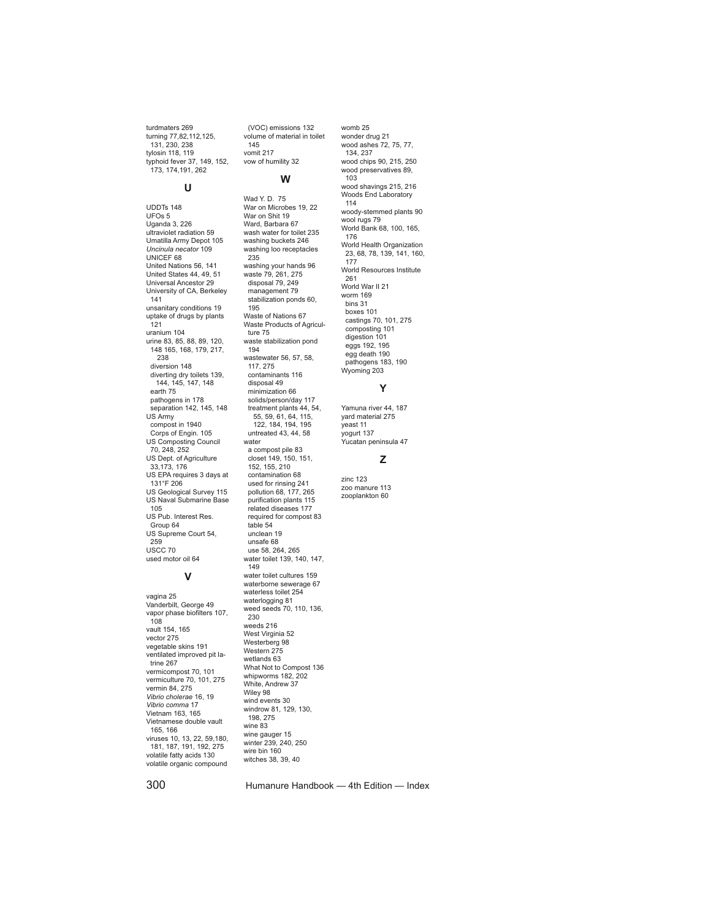turdmaters 269
turning 77,82,112,125, 131, 230, 238
tylosin 118, 119
typhoid fever 37, 149, 152, 173, 174,191, 262

## U

UDDTs 148
UFOs 5
Uganda 3, 226
ultraviolet radiation 59
Umatilla Army Depot 105
*Uncinula necator* 109
UNICEF 68
United Nations 56, 141
United States 44, 49, 51
Universal Ancestor 29
University of CA, Berkeley 141
unsanitary conditions 19
uptake of drugs by plants 121
uranium 104
urine 83, 85, 88, 89, 120, 148 165, 168, 179, 217, 238
- diversion 148
- diverting dry toilets 139, 144, 145, 147, 148
- earth 75
- pathogens in 178
- separation 142, 145, 148

US Army
- compost in 1940
- Corps of Engin. 105

US Composting Council 70, 248, 252
US Dept. of Agriculture 33,173, 176
US EPA requires 3 days at 131°F 206
US Geological Survey 115
US Naval Submarine Base 105
US Pub. Interest Res. Group 64
US Supreme Court 54, 259
USCC 70
used motor oil 64

## V

vagina 25
Vanderbilt, George 49
vapor phase biofilters 107, 108
vault 154, 165
vector 275
vegetable skins 191
ventilated improved pit latrine 267
vermicompost 70, 101
vermiculture 70, 101, 275
vermin 84, 275
*Vibrio cholerae* 16, 19
*Vibrio comma* 17
Vietnam 163, 165
Vietnamese double vault 165, 166
viruses 10, 13, 22, 59,180, 181, 187, 191, 192, 275
volatile fatty acids 130
volatile organic compound (VOC) emissions 132
volume of material in toilet 145
vomit 217
vow of humility 32

## W

Wad Y. D. 75
War on Microbes 19, 22
War on Shit 19
Ward, Barbara 67
wash water for toilet 235
washing buckets 246
washing loo receptacles 235
washing your hands 96
waste 79, 261, 275
- disposal 79, 249
- management 79
- stabilization ponds 60, 195

Waste of Nations 67
Waste Products of Agriculture 75
waste stabilization pond 194
wastewater 56, 57, 58, 117, 275
- contaminants 116
- disposal 49
- minimization 66
- solids/person/day 117
- treatment plants 44, 54, 55, 59, 61, 64, 115, 122, 184, 194, 195
- untreated 43, 44, 58

water
- a compost pile 83
- closet 149, 150, 151, 152, 155, 210
- contamination 68
- used for rinsing 241
- pollution 68, 177, 265
- purification plants 115
- related diseases 177
- required for compost 83
- table 54
- unclean 19
- unsafe 68
- use 58, 264, 265

water toilet 139, 140, 147, 149
water toilet cultures 159
waterborne sewerage 67
waterless toilet 254
waterlogging 81
weed seeds 70, 110, 136, 230
weeds 216
West Virginia 52
Westerberg 98
Western 275
wetlands 63
What Not to Compost 136
whipworms 182, 202
White, Andrew 37
Wiley 98
wind events 30
windrow 81, 129, 130, 198, 275
wine 83
wine gauger 15
winter 239, 240, 250
wire bin 160
witches 38, 39, 40
womb 25
wonder drug 21
wood ashes 72, 75, 77, 134, 237
wood chips 90, 215, 250
wood preservatives 89, 103
wood shavings 215, 216
Woods End Laboratory 114
woody-stemmed plants 90
wool rugs 79
World Bank 68, 100, 165, 176
World Health Organization 23, 68, 78, 139, 141, 160, 177
World Resources Institute 261
World War II 21
worm 169
- bins 31
- boxes 101
- castings 70, 101, 275
- composting 101
- digestion 101
- eggs 192, 195
- egg death 190
- pathogens 183, 190

Wyoming 203

## Y

Yamuna river 44, 187
yard material 275
yeast 11
yogurt 137
Yucatan peninsula 47

## Z

zinc 123
zoo manure 113
zooplankton 60